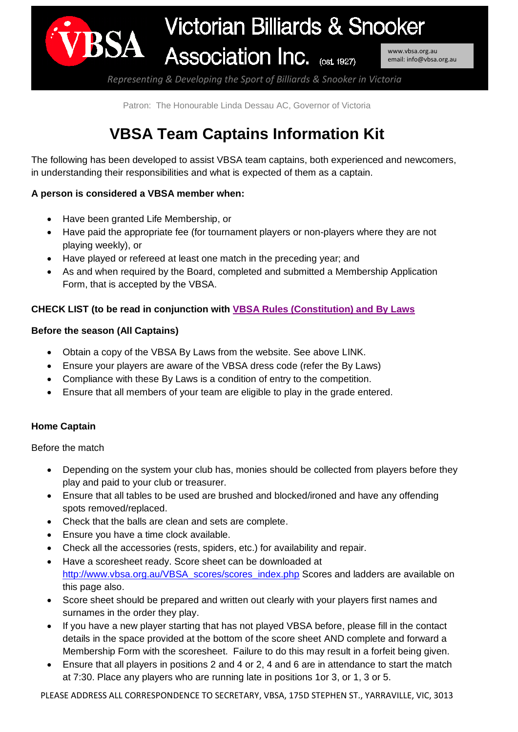# Victorian Billiards & Snooker Association Inc. (est. 1927)

www.vbsa.org.au
email: info@vbsa.org.au

*Representing & Developing the Sport of Billiards & Snooker in Victoria*

Patron: The Honourable Linda Dessau AC, Governor of Victoria

# VBSA Team Captains Information Kit

The following has been developed to assist VBSA team captains, both experienced and newcomers, in understanding their responsibilities and what is expected of them as a captain.

**A person is considered a VBSA member when:**

- Have been granted Life Membership, or
- Have paid the appropriate fee (for tournament players or non-players where they are not playing weekly), or
- Have played or refereed at least one match in the preceding year; and
- As and when required by the Board, completed and submitted a Membership Application Form, that is accepted by the VBSA.

**CHECK LIST (to be read in conjunction with VBSA Rules (Constitution) and By Laws**

**Before the season (All Captains)**

- Obtain a copy of the VBSA By Laws from the website. See above LINK.
- Ensure your players are aware of the VBSA dress code (refer the By Laws)
- Compliance with these By Laws is a condition of entry to the competition.
- Ensure that all members of your team are eligible to play in the grade entered.

**Home Captain**

Before the match

- Depending on the system your club has, monies should be collected from players before they play and paid to your club or treasurer.
- Ensure that all tables to be used are brushed and blocked/ironed and have any offending spots removed/replaced.
- Check that the balls are clean and sets are complete.
- Ensure you have a time clock available.
- Check all the accessories (rests, spiders, etc.) for availability and repair.
- Have a scoresheet ready. Score sheet can be downloaded at http://www.vbsa.org.au/VBSA_scores/scores_index.php Scores and ladders are available on this page also.
- Score sheet should be prepared and written out clearly with your players first names and surnames in the order they play.
- If you have a new player starting that has not played VBSA before, please fill in the contact details in the space provided at the bottom of the score sheet AND complete and forward a Membership Form with the scoresheet. Failure to do this may result in a forfeit being given.
- Ensure that all players in positions 2 and 4 or 2, 4 and 6 are in attendance to start the match at 7:30. Place any players who are running late in positions 1or 3, or 1, 3 or 5.

PLEASE ADDRESS ALL CORRESPONDENCE TO SECRETARY, VBSA, 175D STEPHEN ST., YARRAVILLE, VIC, 3013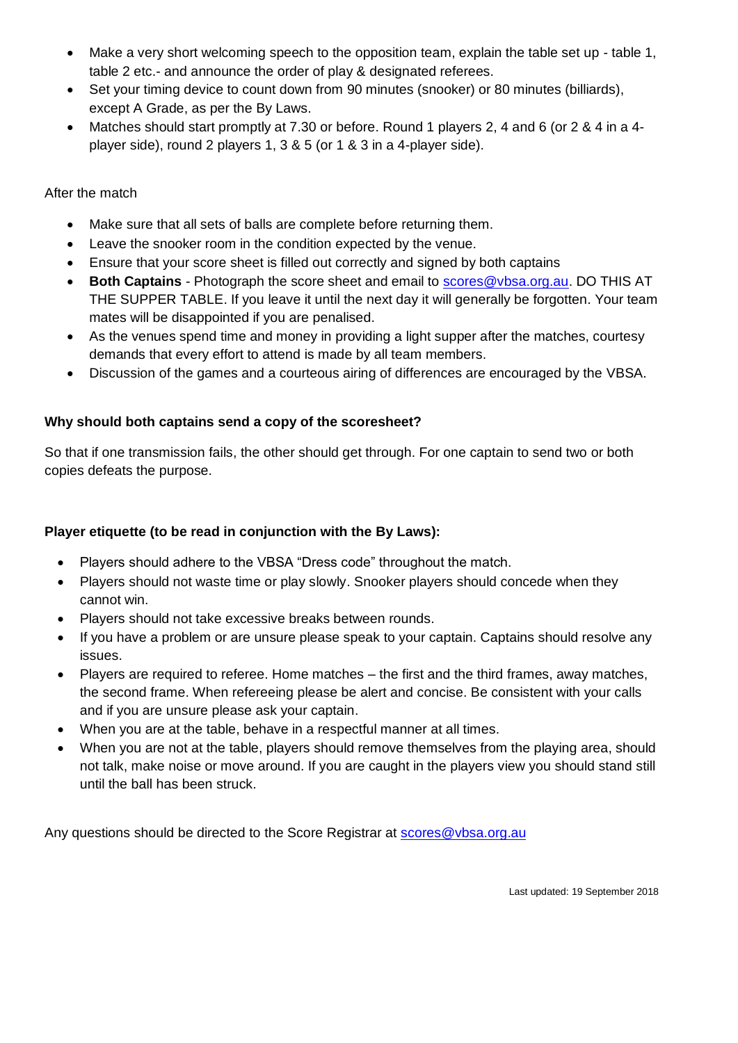- Make a very short welcoming speech to the opposition team, explain the table set up - table 1, table 2 etc.- and announce the order of play & designated referees.
- Set your timing device to count down from 90 minutes (snooker) or 80 minutes (billiards), except A Grade, as per the By Laws.
- Matches should start promptly at 7.30 or before. Round 1 players 2, 4 and 6 (or 2 & 4 in a 4-player side), round 2 players 1, 3 & 5 (or 1 & 3 in a 4-player side).

After the match

- Make sure that all sets of balls are complete before returning them.
- Leave the snooker room in the condition expected by the venue.
- Ensure that your score sheet is filled out correctly and signed by both captains
- **Both Captains** - Photograph the score sheet and email to scores@vbsa.org.au. DO THIS AT THE SUPPER TABLE. If you leave it until the next day it will generally be forgotten. Your team mates will be disappointed if you are penalised.
- As the venues spend time and money in providing a light supper after the matches, courtesy demands that every effort to attend is made by all team members.
- Discussion of the games and a courteous airing of differences are encouraged by the VBSA.

**Why should both captains send a copy of the scoresheet?**

So that if one transmission fails, the other should get through. For one captain to send two or both copies defeats the purpose.

**Player etiquette (to be read in conjunction with the By Laws):**

- Players should adhere to the VBSA "Dress code" throughout the match.
- Players should not waste time or play slowly. Snooker players should concede when they cannot win.
- Players should not take excessive breaks between rounds.
- If you have a problem or are unsure please speak to your captain. Captains should resolve any issues.
- Players are required to referee. Home matches – the first and the third frames, away matches, the second frame. When refereeing please be alert and concise. Be consistent with your calls and if you are unsure please ask your captain.
- When you are at the table, behave in a respectful manner at all times.
- When you are not at the table, players should remove themselves from the playing area, should not talk, make noise or move around. If you are caught in the players view you should stand still until the ball has been struck.

Any questions should be directed to the Score Registrar at scores@vbsa.org.au

Last updated: 19 September 2018